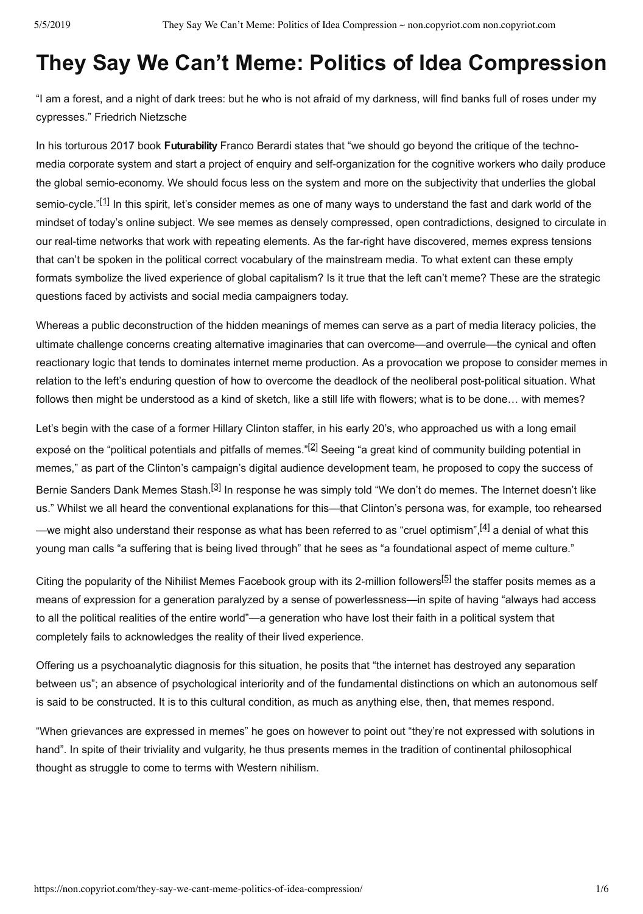# They Say We Can't Meme: Politics of Idea Compression

"I am a forest, and a night of dark trees: but he who is not afraid of my darkness, will find banks full of roses under my cypresses." Friedrich Nietzsche

In his torturous 2017 book **Futurability** Franco Berardi states that "we should go beyond the critique of the techno-media corporate system and start a project of enquiry and self-organization for the cognitive workers who daily produce the global semio-economy. We should focus less on the system and more on the subjectivity that underlies the global semio-cycle."[1] In this spirit, let's consider memes as one of many ways to understand the fast and dark world of the mindset of today's online subject. We see memes as densely compressed, open contradictions, designed to circulate in our real-time networks that work with repeating elements. As the far-right have discovered, memes express tensions that can't be spoken in the political correct vocabulary of the mainstream media. To what extent can these empty formats symbolize the lived experience of global capitalism? Is it true that the left can't meme? These are the strategic questions faced by activists and social media campaigners today.

Whereas a public deconstruction of the hidden meanings of memes can serve as a part of media literacy policies, the ultimate challenge concerns creating alternative imaginaries that can overcome—and overrule—the cynical and often reactionary logic that tends to dominates internet meme production. As a provocation we propose to consider memes in relation to the left's enduring question of how to overcome the deadlock of the neoliberal post-political situation. What follows then might be understood as a kind of sketch, like a still life with flowers; what is to be done… with memes?

Let's begin with the case of a former Hillary Clinton staffer, in his early 20's, who approached us with a long email exposé on the "political potentials and pitfalls of memes."[2] Seeing "a great kind of community building potential in memes," as part of the Clinton's campaign's digital audience development team, he proposed to copy the success of Bernie Sanders Dank Memes Stash.[3] In response he was simply told "We don't do memes. The Internet doesn't like us." Whilst we all heard the conventional explanations for this—that Clinton's persona was, for example, too rehearsed—we might also understand their response as what has been referred to as "cruel optimism",[4] a denial of what this young man calls "a suffering that is being lived through" that he sees as "a foundational aspect of meme culture."

Citing the popularity of the Nihilist Memes Facebook group with its 2-million followers[5] the staffer posits memes as a means of expression for a generation paralyzed by a sense of powerlessness—in spite of having "always had access to all the political realities of the entire world"—a generation who have lost their faith in a political system that completely fails to acknowledges the reality of their lived experience.

Offering us a psychoanalytic diagnosis for this situation, he posits that "the internet has destroyed any separation between us"; an absence of psychological interiority and of the fundamental distinctions on which an autonomous self is said to be constructed. It is to this cultural condition, as much as anything else, then, that memes respond.

"When grievances are expressed in memes" he goes on however to point out "they're not expressed with solutions in hand". In spite of their triviality and vulgarity, he thus presents memes in the tradition of continental philosophical thought as struggle to come to terms with Western nihilism.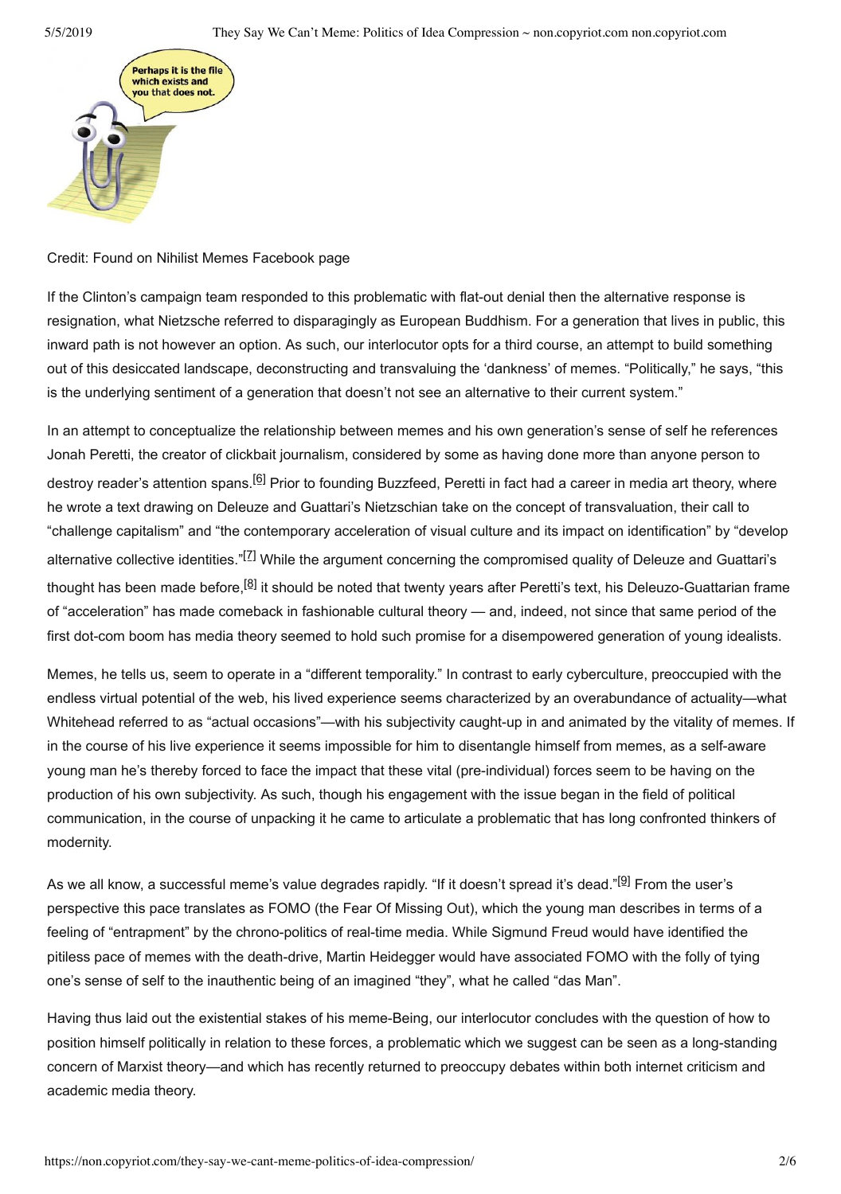Credit: Found on Nihilist Memes Facebook page

If the Clinton's campaign team responded to this problematic with flat-out denial then the alternative response is resignation, what Nietzsche referred to disparagingly as European Buddhism. For a generation that lives in public, this inward path is not however an option. As such, our interlocutor opts for a third course, an attempt to build something out of this desiccated landscape, deconstructing and transvaluing the 'dankness' of memes. "Politically," he says, "this is the underlying sentiment of a generation that doesn't not see an alternative to their current system."

In an attempt to conceptualize the relationship between memes and his own generation's sense of self he references Jonah Peretti, the creator of clickbait journalism, considered by some as having done more than anyone person to destroy reader's attention spans.[6] Prior to founding Buzzfeed, Peretti in fact had a career in media art theory, where he wrote a text drawing on Deleuze and Guattari's Nietzschian take on the concept of transvaluation, their call to "challenge capitalism" and "the contemporary acceleration of visual culture and its impact on identification" by "develop alternative collective identities."[7] While the argument concerning the compromised quality of Deleuze and Guattari's thought has been made before,[8] it should be noted that twenty years after Peretti's text, his Deleuzo-Guattarian frame of "acceleration" has made comeback in fashionable cultural theory — and, indeed, not since that same period of the first dot-com boom has media theory seemed to hold such promise for a disempowered generation of young idealists.

Memes, he tells us, seem to operate in a "different temporality." In contrast to early cyberculture, preoccupied with the endless virtual potential of the web, his lived experience seems characterized by an overabundance of actuality—what Whitehead referred to as "actual occasions"—with his subjectivity caught-up in and animated by the vitality of memes. If in the course of his live experience it seems impossible for him to disentangle himself from memes, as a self-aware young man he's thereby forced to face the impact that these vital (pre-individual) forces seem to be having on the production of his own subjectivity. As such, though his engagement with the issue began in the field of political communication, in the course of unpacking it he came to articulate a problematic that has long confronted thinkers of modernity.

As we all know, a successful meme's value degrades rapidly. "If it doesn't spread it's dead."[9] From the user's perspective this pace translates as FOMO (the Fear Of Missing Out), which the young man describes in terms of a feeling of "entrapment" by the chrono-politics of real-time media. While Sigmund Freud would have identified the pitiless pace of memes with the death-drive, Martin Heidegger would have associated FOMO with the folly of tying one's sense of self to the inauthentic being of an imagined "they", what he called "das Man".

Having thus laid out the existential stakes of his meme-Being, our interlocutor concludes with the question of how to position himself politically in relation to these forces, a problematic which we suggest can be seen as a long-standing concern of Marxist theory—and which has recently returned to preoccupy debates within both internet criticism and academic media theory.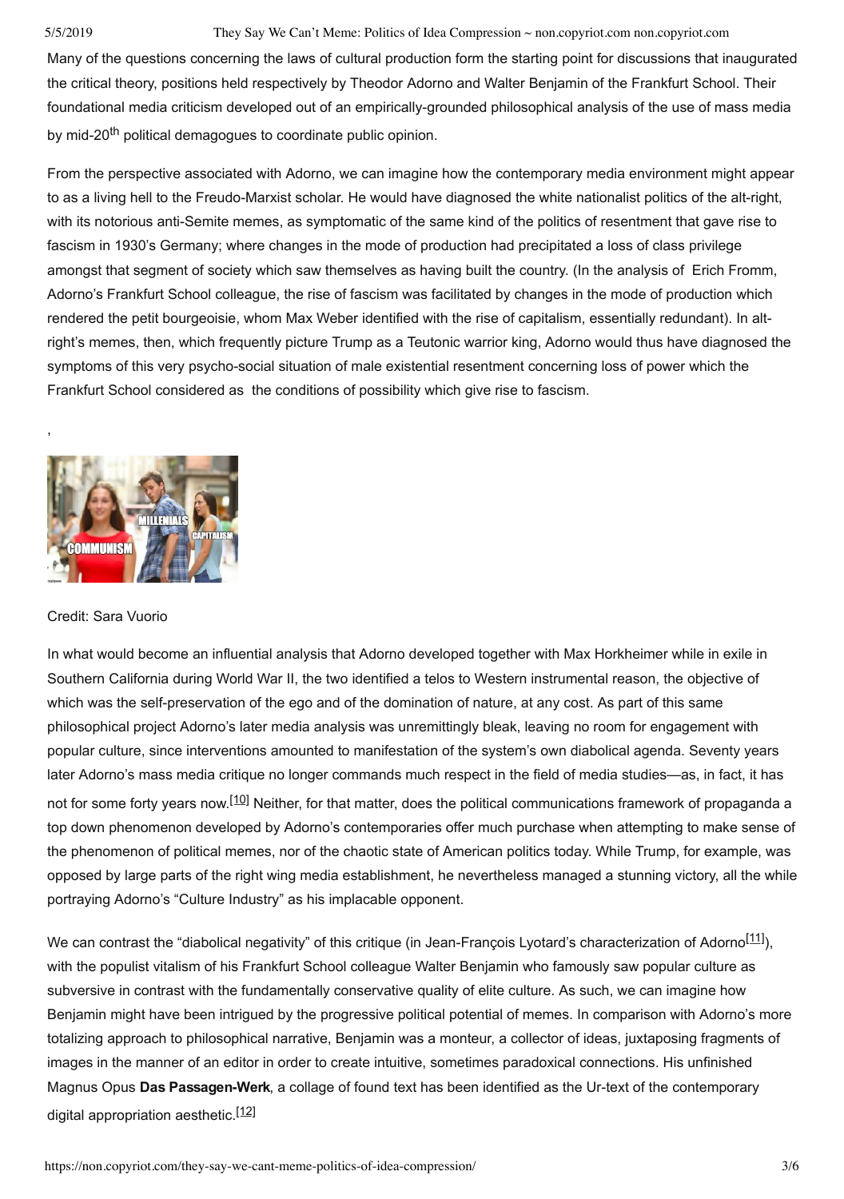Many of the questions concerning the laws of cultural production form the starting point for discussions that inaugurated the critical theory, positions held respectively by Theodor Adorno and Walter Benjamin of the Frankfurt School. Their foundational media criticism developed out of an empirically-grounded philosophical analysis of the use of mass media by mid-20th political demagogues to coordinate public opinion.

From the perspective associated with Adorno, we can imagine how the contemporary media environment might appear to as a living hell to the Freudo-Marxist scholar. He would have diagnosed the white nationalist politics of the alt-right, with its notorious anti-Semite memes, as symptomatic of the same kind of the politics of resentment that gave rise to fascism in 1930's Germany; where changes in the mode of production had precipitated a loss of class privilege amongst that segment of society which saw themselves as having built the country. (In the analysis of Erich Fromm, Adorno's Frankfurt School colleague, the rise of fascism was facilitated by changes in the mode of production which rendered the petit bourgeoisie, whom Max Weber identified with the rise of capitalism, essentially redundant). In alt-right's memes, then, which frequently picture Trump as a Teutonic warrior king, Adorno would thus have diagnosed the symptoms of this very psycho-social situation of male existential resentment concerning loss of power which the Frankfurt School considered as the conditions of possibility which give rise to fascism.

,

Credit: Sara Vuorio

In what would become an influential analysis that Adorno developed together with Max Horkheimer while in exile in Southern California during World War II, the two identified a telos to Western instrumental reason, the objective of which was the self-preservation of the ego and of the domination of nature, at any cost. As part of this same philosophical project Adorno's later media analysis was unremittingly bleak, leaving no room for engagement with popular culture, since interventions amounted to manifestation of the system's own diabolical agenda. Seventy years later Adorno's mass media critique no longer commands much respect in the field of media studies—as, in fact, it has not for some forty years now.[10] Neither, for that matter, does the political communications framework of propaganda a top down phenomenon developed by Adorno's contemporaries offer much purchase when attempting to make sense of the phenomenon of political memes, nor of the chaotic state of American politics today. While Trump, for example, was opposed by large parts of the right wing media establishment, he nevertheless managed a stunning victory, all the while portraying Adorno's "Culture Industry" as his implacable opponent.

We can contrast the "diabolical negativity" of this critique (in Jean-François Lyotard's characterization of Adorno[11]), with the populist vitalism of his Frankfurt School colleague Walter Benjamin who famously saw popular culture as subversive in contrast with the fundamentally conservative quality of elite culture. As such, we can imagine how Benjamin might have been intrigued by the progressive political potential of memes. In comparison with Adorno's more totalizing approach to philosophical narrative, Benjamin was a monteur, a collector of ideas, juxtaposing fragments of images in the manner of an editor in order to create intuitive, sometimes paradoxical connections. His unfinished Magnus Opus **Das Passagen-Werk**, a collage of found text has been identified as the Ur-text of the contemporary digital appropriation aesthetic.[12]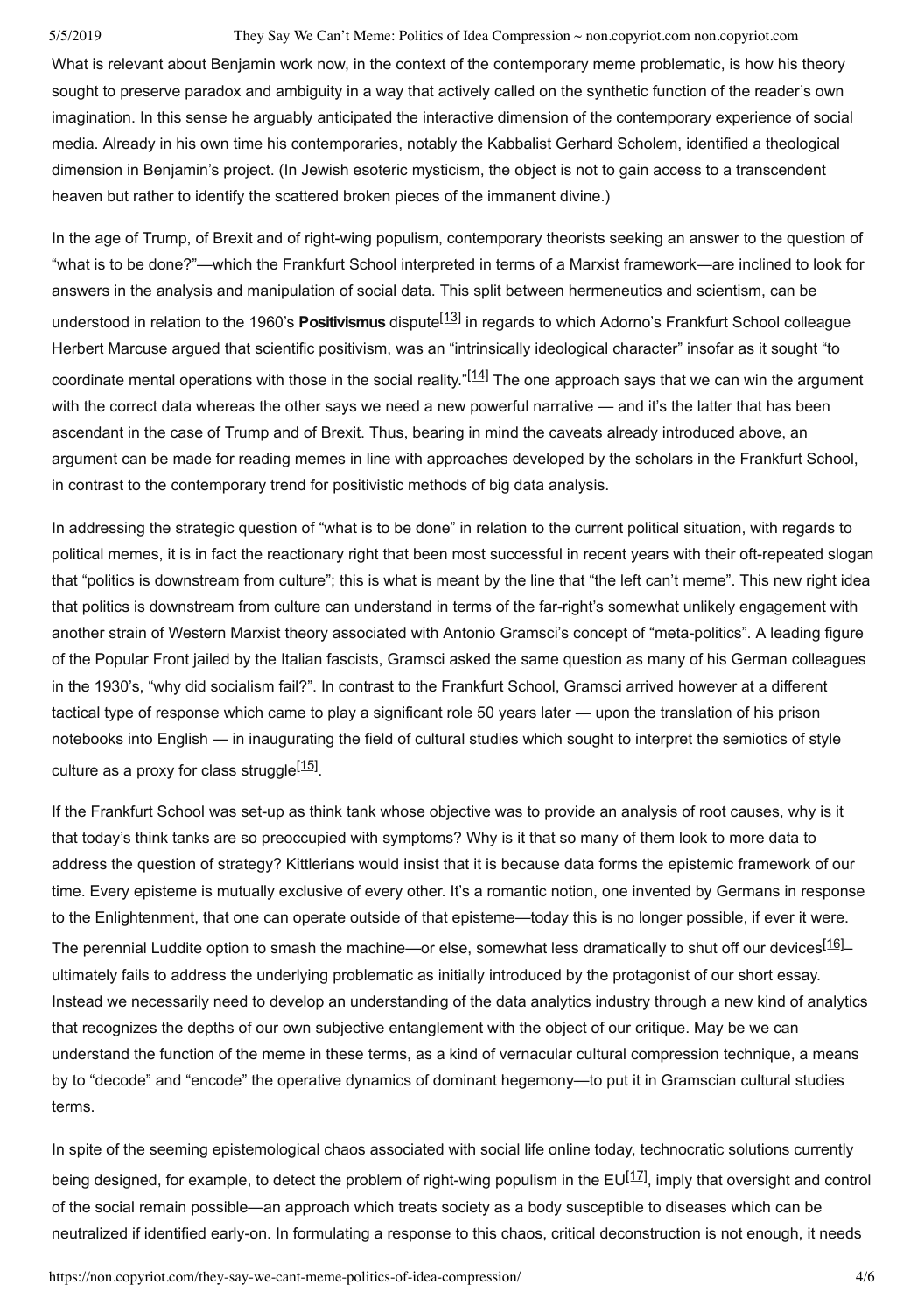What is relevant about Benjamin work now, in the context of the contemporary meme problematic, is how his theory sought to preserve paradox and ambiguity in a way that actively called on the synthetic function of the reader's own imagination. In this sense he arguably anticipated the interactive dimension of the contemporary experience of social media. Already in his own time his contemporaries, notably the Kabbalist Gerhard Scholem, identified a theological dimension in Benjamin's project. (In Jewish esoteric mysticism, the object is not to gain access to a transcendent heaven but rather to identify the scattered broken pieces of the immanent divine.)

In the age of Trump, of Brexit and of right-wing populism, contemporary theorists seeking an answer to the question of "what is to be done?"—which the Frankfurt School interpreted in terms of a Marxist framework—are inclined to look for answers in the analysis and manipulation of social data. This split between hermeneutics and scientism, can be understood in relation to the 1960's **Positivismus** dispute[13] in regards to which Adorno's Frankfurt School colleague Herbert Marcuse argued that scientific positivism, was an "intrinsically ideological character" insofar as it sought "to coordinate mental operations with those in the social reality."[14] The one approach says that we can win the argument with the correct data whereas the other says we need a new powerful narrative — and it's the latter that has been ascendant in the case of Trump and of Brexit. Thus, bearing in mind the caveats already introduced above, an argument can be made for reading memes in line with approaches developed by the scholars in the Frankfurt School, in contrast to the contemporary trend for positivistic methods of big data analysis.

In addressing the strategic question of "what is to be done" in relation to the current political situation, with regards to political memes, it is in fact the reactionary right that been most successful in recent years with their oft-repeated slogan that "politics is downstream from culture"; this is what is meant by the line that "the left can't meme". This new right idea that politics is downstream from culture can understand in terms of the far-right's somewhat unlikely engagement with another strain of Western Marxist theory associated with Antonio Gramsci's concept of "meta-politics". A leading figure of the Popular Front jailed by the Italian fascists, Gramsci asked the same question as many of his German colleagues in the 1930's, "why did socialism fail?". In contrast to the Frankfurt School, Gramsci arrived however at a different tactical type of response which came to play a significant role 50 years later — upon the translation of his prison notebooks into English — in inaugurating the field of cultural studies which sought to interpret the semiotics of style culture as a proxy for class struggle[15].

If the Frankfurt School was set-up as think tank whose objective was to provide an analysis of root causes, why is it that today's think tanks are so preoccupied with symptoms? Why is it that so many of them look to more data to address the question of strategy? Kittlerians would insist that it is because data forms the epistemic framework of our time. Every episteme is mutually exclusive of every other. It's a romantic notion, one invented by Germans in response to the Enlightenment, that one can operate outside of that episteme—today this is no longer possible, if ever it were. The perennial Luddite option to smash the machine—or else, somewhat less dramatically to shut off our devices[16]—ultimately fails to address the underlying problematic as initially introduced by the protagonist of our short essay. Instead we necessarily need to develop an understanding of the data analytics industry through a new kind of analytics that recognizes the depths of our own subjective entanglement with the object of our critique. May be we can understand the function of the meme in these terms, as a kind of vernacular cultural compression technique, a means by to "decode" and "encode" the operative dynamics of dominant hegemony—to put it in Gramscian cultural studies terms.

In spite of the seeming epistemological chaos associated with social life online today, technocratic solutions currently being designed, for example, to detect the problem of right-wing populism in the EU[17], imply that oversight and control of the social remain possible—an approach which treats society as a body susceptible to diseases which can be neutralized if identified early-on. In formulating a response to this chaos, critical deconstruction is not enough, it needs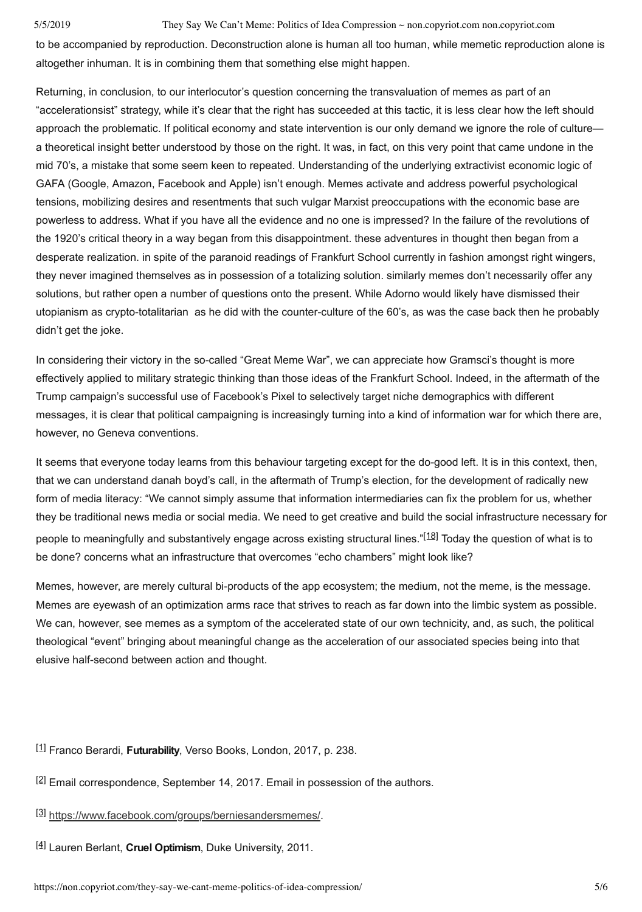to be accompanied by reproduction. Deconstruction alone is human all too human, while memetic reproduction alone is altogether inhuman. It is in combining them that something else might happen.

Returning, in conclusion, to our interlocutor's question concerning the transvaluation of memes as part of an "accelerationsist" strategy, while it's clear that the right has succeeded at this tactic, it is less clear how the left should approach the problematic. If political economy and state intervention is our only demand we ignore the role of culture—a theoretical insight better understood by those on the right. It was, in fact, on this very point that came undone in the mid 70's, a mistake that some seem keen to repeated. Understanding of the underlying extractivist economic logic of GAFA (Google, Amazon, Facebook and Apple) isn't enough. Memes activate and address powerful psychological tensions, mobilizing desires and resentments that such vulgar Marxist preoccupations with the economic base are powerless to address. What if you have all the evidence and no one is impressed? In the failure of the revolutions of the 1920's critical theory in a way began from this disappointment. these adventures in thought then began from a desperate realization. in spite of the paranoid readings of Frankfurt School currently in fashion amongst right wingers, they never imagined themselves as in possession of a totalizing solution. similarly memes don't necessarily offer any solutions, but rather open a number of questions onto the present. While Adorno would likely have dismissed their utopianism as crypto-totalitarian  as he did with the counter-culture of the 60's, as was the case back then he probably didn't get the joke.

In considering their victory in the so-called "Great Meme War", we can appreciate how Gramsci's thought is more effectively applied to military strategic thinking than those ideas of the Frankfurt School. Indeed, in the aftermath of the Trump campaign's successful use of Facebook's Pixel to selectively target niche demographics with different messages, it is clear that political campaigning is increasingly turning into a kind of information war for which there are, however, no Geneva conventions.

It seems that everyone today learns from this behaviour targeting except for the do-good left. It is in this context, then, that we can understand danah boyd's call, in the aftermath of Trump's election, for the development of radically new form of media literacy: "We cannot simply assume that information intermediaries can fix the problem for us, whether they be traditional news media or social media. We need to get creative and build the social infrastructure necessary for people to meaningfully and substantively engage across existing structural lines."[18] Today the question of what is to be done? concerns what an infrastructure that overcomes "echo chambers" might look like?

Memes, however, are merely cultural bi-products of the app ecosystem; the medium, not the meme, is the message. Memes are eyewash of an optimization arms race that strives to reach as far down into the limbic system as possible. We can, however, see memes as a symptom of the accelerated state of our own technicity, and, as such, the political theological "event" bringing about meaningful change as the acceleration of our associated species being into that elusive half-second between action and thought.

[1] Franco Berardi, **Futurability**, Verso Books, London, 2017, p. 238.

[2] Email correspondence, September 14, 2017. Email in possession of the authors.

[3] https://www.facebook.com/groups/berniesandersmemes/.

[4] Lauren Berlant, **Cruel Optimism**, Duke University, 2011.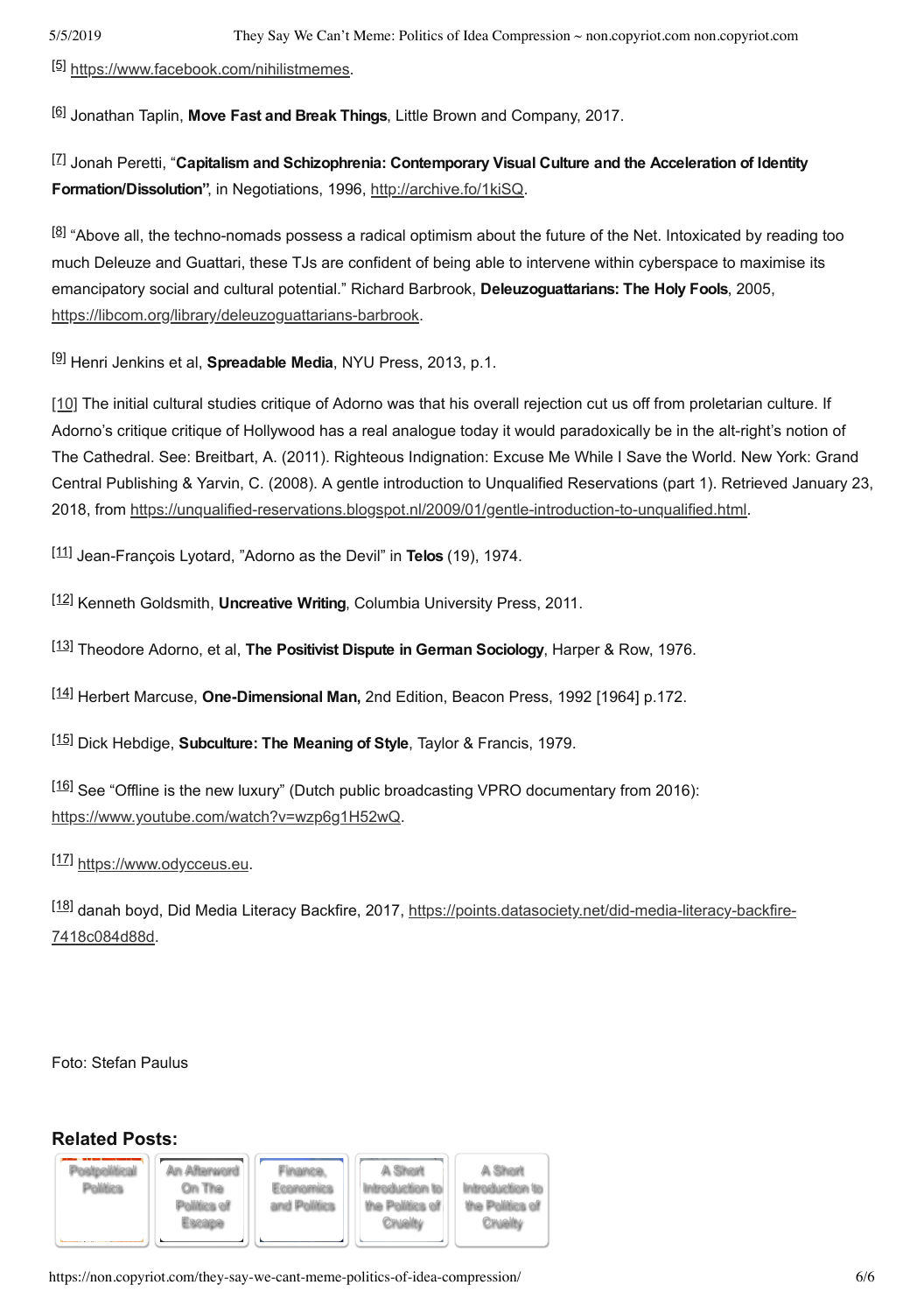[5] https://www.facebook.com/nihilistmemes.

[6] Jonathan Taplin, **Move Fast and Break Things**, Little Brown and Company, 2017.

[7] Jonah Peretti, "**Capitalism and Schizophrenia: Contemporary Visual Culture and the Acceleration of Identity Formation/Dissolution"**, in Negotiations, 1996, http://archive.fo/1kiSQ.

[8] "Above all, the techno-nomads possess a radical optimism about the future of the Net. Intoxicated by reading too much Deleuze and Guattari, these TJs are confident of being able to intervene within cyberspace to maximise its emancipatory social and cultural potential." Richard Barbrook, **Deleuzoguattarians: The Holy Fools**, 2005, https://libcom.org/library/deleuzoguattarians-barbrook.

[9] Henri Jenkins et al, **Spreadable Media**, NYU Press, 2013, p.1.

[10] The initial cultural studies critique of Adorno was that his overall rejection cut us off from proletarian culture. If Adorno's critique critique of Hollywood has a real analogue today it would paradoxically be in the alt-right's notion of The Cathedral. See: Breitbart, A. (2011). Righteous Indignation: Excuse Me While I Save the World. New York: Grand Central Publishing & Yarvin, C. (2008). A gentle introduction to Unqualified Reservations (part 1). Retrieved January 23, 2018, from https://unqualified-reservations.blogspot.nl/2009/01/gentle-introduction-to-unqualified.html.

[11] Jean-François Lyotard, "Adorno as the Devil" in **Telos** (19), 1974.

[12] Kenneth Goldsmith, **Uncreative Writing**, Columbia University Press, 2011.

[13] Theodore Adorno, et al, **The Positivist Dispute in German Sociology**, Harper & Row, 1976.

[14] Herbert Marcuse, **One-Dimensional Man,** 2nd Edition, Beacon Press, 1992 [1964] p.172.

[15] Dick Hebdige, **Subculture: The Meaning of Style**, Taylor & Francis, 1979.

[16] See "Offline is the new luxury" (Dutch public broadcasting VPRO documentary from 2016): https://www.youtube.com/watch?v=wzp6g1H52wQ.

[17] https://www.odycceus.eu.

[18] danah boyd, Did Media Literacy Backfire, 2017, https://points.datasociety.net/did-media-literacy-backfire-7418c084d88d.

Foto: Stefan Paulus

### Related Posts:

Postpolitical Politics

An Afterword On The Politics of Escape

Finance, Economics and Politics

A Short Introduction to the Politics of Cruelty

A Short Introduction to the Politics of Cruelty